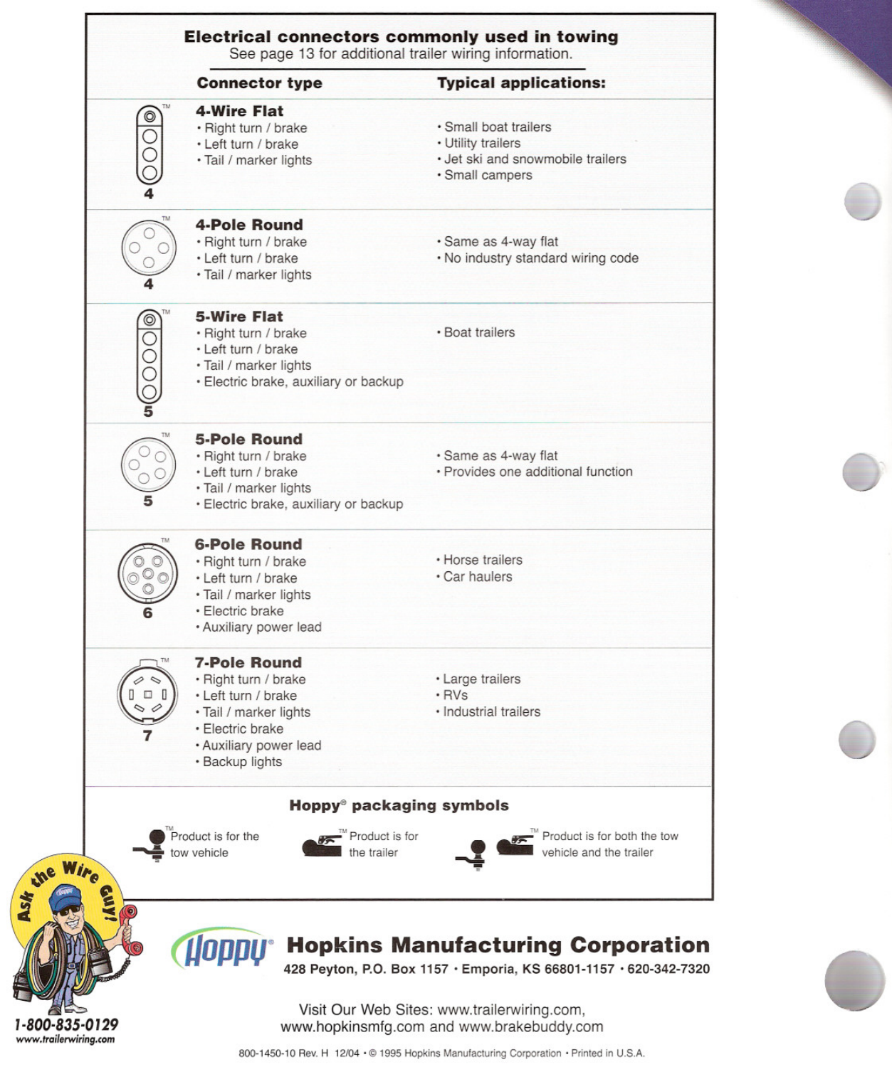## Electrical connectors commonly used in towing

See page 13 for additional trailer wiring information.

| Connector type | Typical applications: |
|---|---|
| **4-Wire Flat** (4)<br>• Right turn / brake<br>• Left turn / brake<br>• Tail / marker lights | • Small boat trailers<br>• Utility trailers<br>• Jet ski and snowmobile trailers<br>• Small campers |
| **4-Pole Round** (4)<br>• Right turn / brake<br>• Left turn / brake<br>• Tail / marker lights | • Same as 4-way flat<br>• No industry standard wiring code |
| **5-Wire Flat** (5)<br>• Right turn / brake<br>• Left turn / brake<br>• Tail / marker lights<br>• Electric brake, auxiliary or backup | • Boat trailers |
| **5-Pole Round** (5)<br>• Right turn / brake<br>• Left turn / brake<br>• Tail / marker lights<br>• Electric brake, auxiliary or backup | • Same as 4-way flat<br>• Provides one additional function |
| **6-Pole Round** (6)<br>• Right turn / brake<br>• Left turn / brake<br>• Tail / marker lights<br>• Electric brake<br>• Auxiliary power lead | • Horse trailers<br>• Car haulers |
| **7-Pole Round** (7)<br>• Right turn / brake<br>• Left turn / brake<br>• Tail / marker lights<br>• Electric brake<br>• Auxiliary power lead<br>• Backup lights | • Large trailers<br>• RVs<br>• Industrial trailers |

### Hoppy® packaging symbols

- Product is for the tow vehicle
- Product is for the trailer
- Product is for both the tow vehicle and the trailer

Ask the Wire Guy!

1-800-835-0129

www.trailerwiring.com

**Hopkins Manufacturing Corporation**

428 Peyton, P.O. Box 1157 · Emporia, KS 66801-1157 · 620-342-7320

Visit Our Web Sites: www.trailerwiring.com, www.hopkinsmfg.com and www.brakebuddy.com

800-1450-10 Rev. H 12/04 · © 1995 Hopkins Manufacturing Corporation · Printed in U.S.A.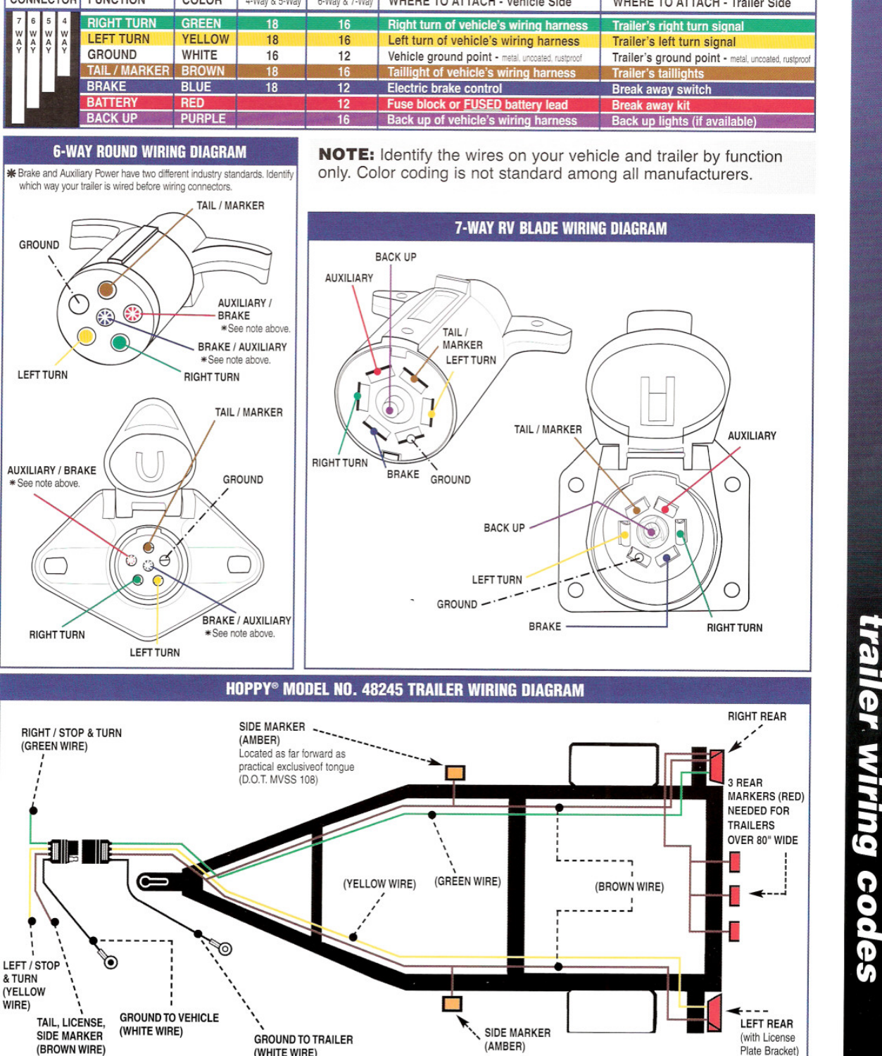| CONNECTOR | FUNCTION | COLOR | 4-Way & 5-Way | 6-Way & 7-Way | WHERE TO ATTACH - Vehicle Side | WHERE TO ATTACH - Trailer Side |
|---|---|---|---|---|---|---|
| 7 WAY / 6 WAY / 5 WAY / 4 WAY | RIGHT TURN | GREEN | 18 | 16 | Right turn of vehicle's wiring harness | Trailer's right turn signal |
| | LEFT TURN | YELLOW | 18 | 16 | Left turn of vehicle's wiring harness | Trailer's left turn signal |
| | GROUND | WHITE | 16 | 12 | Vehicle ground point - metal, uncoated, rustproof | Trailer's ground point - metal, uncoated, rustproof |
| | TAIL / MARKER | BROWN | 18 | 16 | Taillight of vehicle's wiring harness | Trailer's taillights |
| | BRAKE | BLUE | 18 | 12 | Electric brake control | Break away switch |
| | BATTERY | RED | | 12 | Fuse block or FUSED battery lead | Break away kit |
| | BACK UP | PURPLE | | 16 | Back up of vehicle's wiring harness | Back up lights (if available) |

## 6-WAY ROUND WIRING DIAGRAM

✱ Brake and Auxiliary Power have two different industry standards. Identify which way your trailer is wired before wiring connectors.

TAIL / MARKER
GROUND
AUXILIARY / BRAKE ✱See note above.
BRAKE / AUXILIARY ✱See note above.
LEFT TURN
RIGHT TURN

TAIL / MARKER
AUXILIARY / BRAKE ✱See note above.
GROUND
RIGHT TURN
BRAKE / AUXILIARY ✱See note above.
LEFT TURN

**NOTE:** Identify the wires on your vehicle and trailer by function only. Color coding is not standard among all manufacturers.

## 7-WAY RV BLADE WIRING DIAGRAM

BACK UP
AUXILIARY
TAIL / MARKER
LEFT TURN
RIGHT TURN
BRAKE
GROUND

TAIL / MARKER
AUXILIARY
BACK UP
LEFT TURN
GROUND
BRAKE
RIGHT TURN

## HOPPY® MODEL NO. 48245 TRAILER WIRING DIAGRAM

RIGHT / STOP & TURN (GREEN WIRE)

SIDE MARKER (AMBER) Located as far forward as practical exclusiveof tongue (D.O.T. MVSS 108)

RIGHT REAR

3 REAR MARKERS (RED) NEEDED FOR TRAILERS OVER 80" WIDE

(YELLOW WIRE)
(GREEN WIRE)
(BROWN WIRE)

LEFT / STOP & TURN (YELLOW WIRE)

TAIL, LICENSE, SIDE MARKER (BROWN WIRE)

GROUND TO VEHICLE (WHITE WIRE)

GROUND TO TRAILER (WHITE WIRE)

SIDE MARKER (AMBER)

LEFT REAR (with License Plate Bracket)

trailer wiring codes